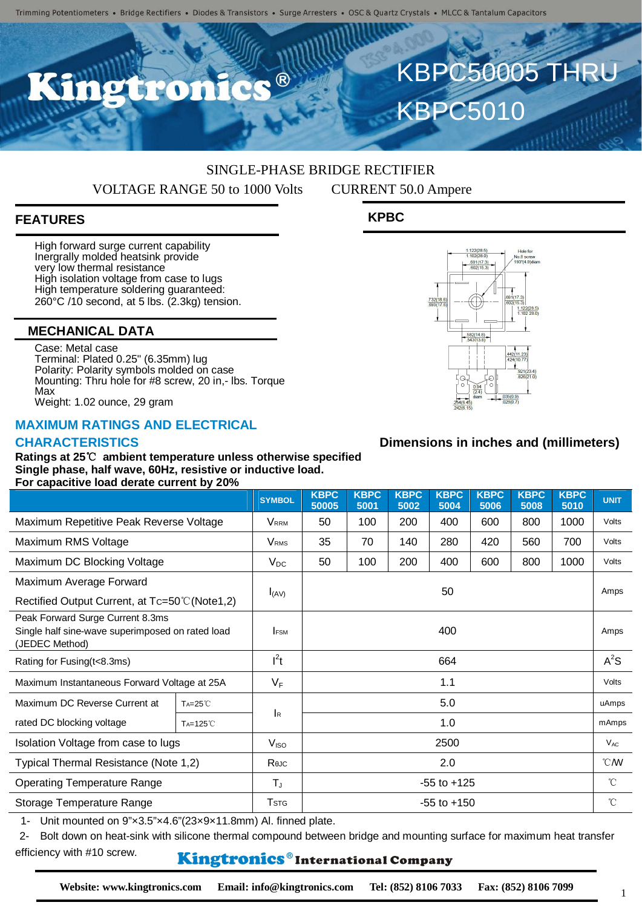Trimming Potentiometers • Bridge Rectifiers • Diodes & Transistors • Surge Arresters • OSC & Quartz Crystals • MLCC & Tantalum Capacitors

# Kingtronics®

# KBPC50005 THRU KBPC5010

SINGLE-PHASE BRIDGE RECTIFIER

VOLTAGE RANGE 50 to 1000 Volts CURRENT 50.0 Ampere

## FEATURES

- High forward surge current capability
- Inergrally molded heatsink provide
- very low thermal resistance
- High isolation voltage from case to lugs
- High temperature soldering guaranteed:
- 260°C /10 second, at 5 lbs. (2.3kg) tension.

## MECHANICAL DATA

- Case: Metal case
- Terminal: Plated 0.25" (6.35mm) lug
- Polarity: Polarity symbols molded on case
- Mounting: Thru hole for #8 screw, 20 in,- lbs. Torque Max
- Weight: 1.02 ounce, 29 gram

## KPBC

Dimensions in inches and (millimeters)

## MAXIMUM RATINGS AND ELECTRICAL CHARACTERISTICS

**Ratings at 25℃ ambient temperature unless otherwise specified**
**Single phase, half wave, 60Hz, resistive or inductive load.**
**For capacitive load derate current by 20%**

| | | SYMBOL | KBPC 50005 | KBPC 5001 | KBPC 5002 | KBPC 5004 | KBPC 5006 | KBPC 5008 | KBPC 5010 | UNIT |
|---|---|---|---|---|---|---|---|---|---|---|
| Maximum Repetitive Peak Reverse Voltage | | $V_{RRM}$ | 50 | 100 | 200 | 400 | 600 | 800 | 1000 | Volts |
| Maximum RMS Voltage | | $V_{RMS}$ | 35 | 70 | 140 | 280 | 420 | 560 | 700 | Volts |
| Maximum DC Blocking Voltage | | $V_{DC}$ | 50 | 100 | 200 | 400 | 600 | 800 | 1000 | Volts |
| Maximum Average Forward Rectified Output Current, at $T_C$=50℃(Note1,2) | | $I_{(AV)}$ | 50 | | | | | | | Amps |
| Peak Forward Surge Current 8.3ms Single half sine-wave superimposed on rated load (JEDEC Method) | | $I_{FSM}$ | 400 | | | | | | | Amps |
| Rating for Fusing(t<8.3ms) | | $I^2t$ | 664 | | | | | | | $A^2S$ |
| Maximum Instantaneous Forward Voltage at 25A | | $V_F$ | 1.1 | | | | | | | Volts |
| Maximum DC Reverse Current at rated DC blocking voltage | $T_A$=25℃ | $I_R$ | 5.0 | | | | | | | uAmps |
| | $T_A$=125℃ | | 1.0 | | | | | | | mAmps |
| Isolation Voltage from case to lugs | | $V_{ISO}$ | 2500 | | | | | | | $V_{AC}$ |
| Typical Thermal Resistance (Note 1,2) | | $R_{θJC}$ | 2.0 | | | | | | | ℃/W |
| Operating Temperature Range | | $T_J$ | -55 to +125 | | | | | | | ℃ |
| Storage Temperature Range | | $T_{STG}$ | -55 to +150 | | | | | | | ℃ |

1- Unit mounted on 9"×3.5"×4.6"(23×9×11.8mm) Al. finned plate.

2- Bolt down on heat-sink with silicone thermal compound between bridge and mounting surface for maximum heat transfer efficiency with #10 screw.

Kingtronics® International Company

Website: www.kingtronics.com Email: info@kingtronics.com Tel: (852) 8106 7033 Fax: (852) 8106 7099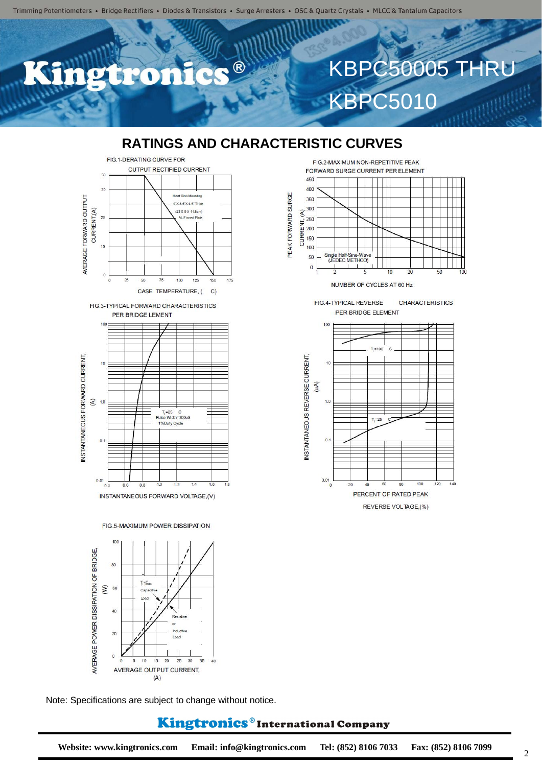# Kingtronics®

KBPC50005 THRU KBPC5010

## RATINGS AND CHARACTERISTIC CURVES

FIG.1-DERATING CURVE FOR OUTPUT RECTIFIED CURRENT

AVERAGE FORWARD OUTPUT CURRENT,(A)

50, 35, 25, 15, 0

0, 25, 50, 75, 100, 125, 150, 175

Heat Sink Mounting 9"X 3.5"X 4.6" Thick (23 X 9 X 11.8cm) AL.Finned Plate

CASE TEMPERATURE, ( C)

FIG.2-MAXIMUM NON-REPETITIVE PEAK FORWARD SURGE CURRENT PER ELEMENT

PEAK FORWARD SURGE CURRENT, (A)

450, 400, 350, 300, 250, 200, 150, 100, 50, 0

1, 2, 5, 10, 20, 50, 100

Single Half-Sine-Wave (JEDEC METHOD)

NUMBER OF CYCLES AT 60 Hz

FIG.3-TYPICAL FORWARD CHARACTERISTICS PER BRIDGE LEMENT

INSTANTANEOUS FORWARD CURRENT, (A)

100, 10, 1.0, 0.1, 0.01

0.4, 0.6, 0.8, 1.0, 1.2, 1.4, 1.6, 1.8

$T_j$=25 C Pulse Width=300uS 1%Duty Cycle

INSTANTANEOUS FORWARD VOLTAGE,(V)

FIG.4-TYPICAL REVERSE CHARACTERISTICS PER BRIDGE ELEMENT

INSTANTANEOUS REVERSE CURRENT, (uA)

100, 10, 1.0, 0.1, 0.01

0, 20, 40, 60, 80, 100, 120, 140

$T_j$=100 C

$T_j$=25 C

PERCENT OF RATED PEAK REVERSE VOLTAGE,(%)

FIG.5-MAXIMUM POWER DISSIPATION

AVERAGE POWER DISSIPATION OF BRIDGE, (W)

100, 80, 60, 40, 20, 0

0, 5, 10, 15, 20, 25, 30, 35, 40

$T_j$=$T_{jmax}$ Capacitive Load

Resistive or Inductive Load

AVERAGE OUTPUT CURRENT, (A)

Note: Specifications are subject to change without notice.

**Kingtronics® International Company**

**Website: www.kingtronics.com Email: info@kingtronics.com Tel: (852) 8106 7033 Fax: (852) 8106 7099**